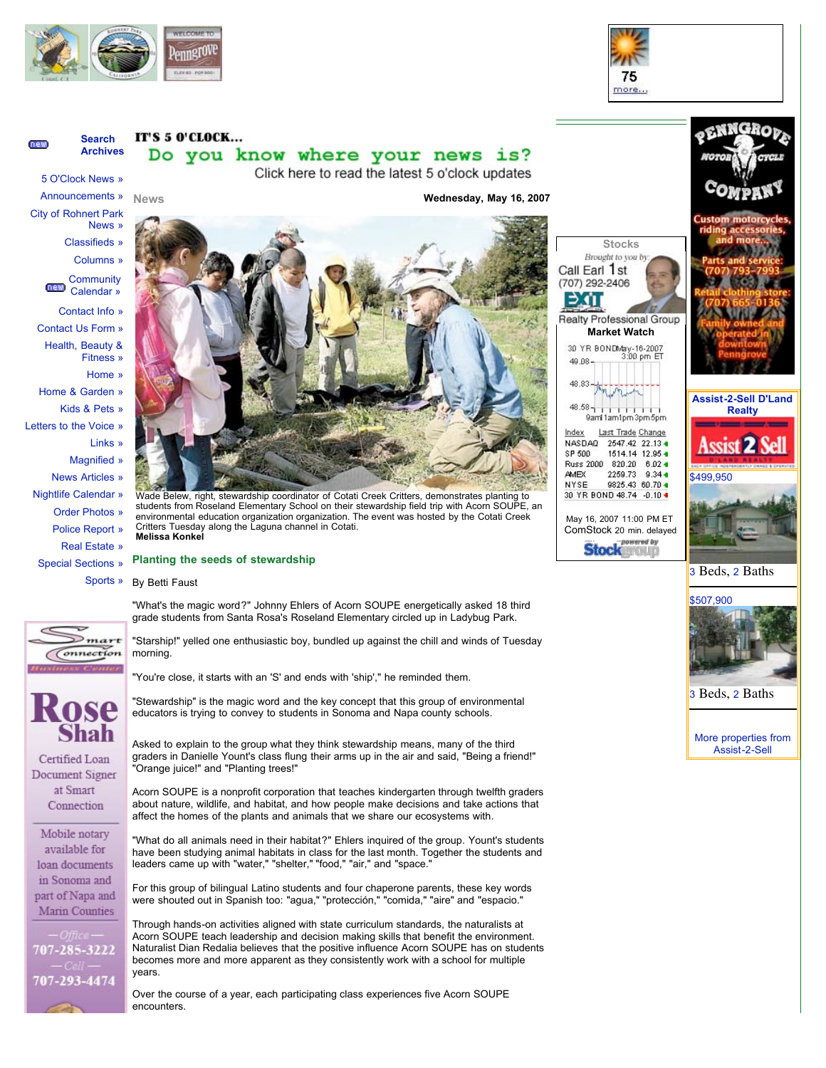IT'S 5 O'CLOCK...

Do you know where your news is?

Click here to read the latest 5 o'clock updates

News

Wednesday, May 16, 2007

Wade Belew, right, stewardship coordinator of Cotati Creek Critters, demonstrates planting to students from Roseland Elementary School on their stewardship field trip with Acorn SOUPE, an environmental education organization organization. The event was hosted by the Cotati Creek Critters Tuesday along the Laguna channel in Cotati.
**Melissa Konkel**

## Planting the seeds of stewardship

By Betti Faust

"What's the magic word?" Johnny Ehlers of Acorn SOUPE energetically asked 18 third grade students from Santa Rosa's Roseland Elementary circled up in Ladybug Park.

"Starship!" yelled one enthusiastic boy, bundled up against the chill and winds of Tuesday morning.

"You're close, it starts with an 'S' and ends with 'ship'," he reminded them.

"Stewardship" is the magic word and the key concept that this group of environmental educators is trying to convey to students in Sonoma and Napa county schools.

Asked to explain to the group what they think stewardship means, many of the third graders in Danielle Yount's class flung their arms up in the air and said, "Being a friend!" "Orange juice!" and "Planting trees!"

Acorn SOUPE is a nonprofit corporation that teaches kindergarten through twelfth graders about nature, wildlife, and habitat, and how people make decisions and take actions that affect the homes of the plants and animals that we share our ecosystems with.

"What do all animals need in their habitat?" Ehlers inquired of the group. Yount's students have been studying animal habitats in class for the last month. Together the students and leaders came up with "water," "shelter," "food," "air," and "space."

For this group of bilingual Latino students and four chaperone parents, these key words were shouted out in Spanish too: "agua," "protección," "comida," "aire" and "espacio."

Through hands-on activities aligned with state curriculum standards, the naturalists at Acorn SOUPE teach leadership and decision making skills that benefit the environment. Naturalist Dian Redalia believes that the positive influence Acorn SOUPE has on students becomes more and more apparent as they consistently work with a school for multiple years.

Over the course of a year, each participating class experiences five Acorn SOUPE encounters.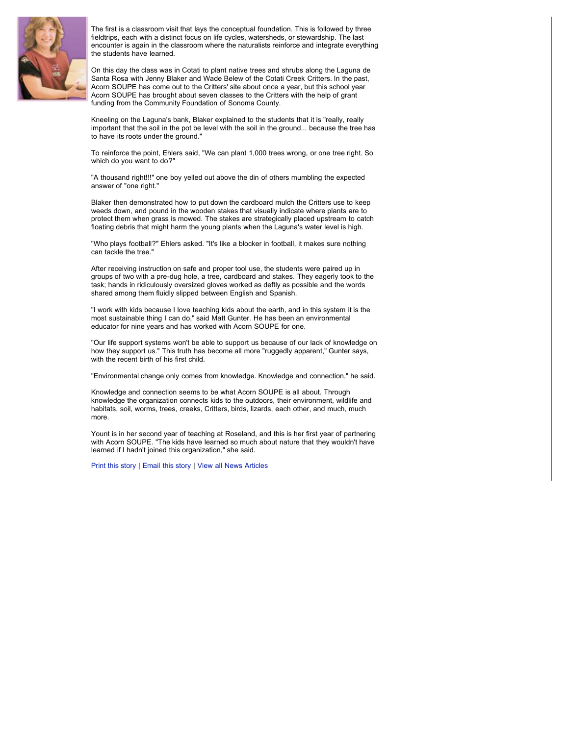The first is a classroom visit that lays the conceptual foundation. This is followed by three fieldtrips, each with a distinct focus on life cycles, watersheds, or stewardship. The last encounter is again in the classroom where the naturalists reinforce and integrate everything the students have learned.

On this day the class was in Cotati to plant native trees and shrubs along the Laguna de Santa Rosa with Jenny Blaker and Wade Belew of the Cotati Creek Critters. In the past, Acorn SOUPE has come out to the Critters' site about once a year, but this school year Acorn SOUPE has brought about seven classes to the Critters with the help of grant funding from the Community Foundation of Sonoma County.

Kneeling on the Laguna's bank, Blaker explained to the students that it is "really, really important that the soil in the pot be level with the soil in the ground... because the tree has to have its roots under the ground."

To reinforce the point, Ehlers said, "We can plant 1,000 trees wrong, or one tree right. So which do you want to do?"

"A thousand right!!!" one boy yelled out above the din of others mumbling the expected answer of "one right."

Blaker then demonstrated how to put down the cardboard mulch the Critters use to keep weeds down, and pound in the wooden stakes that visually indicate where plants are to protect them when grass is mowed. The stakes are strategically placed upstream to catch floating debris that might harm the young plants when the Laguna's water level is high.

"Who plays football?" Ehlers asked. "It's like a blocker in football, it makes sure nothing can tackle the tree."

After receiving instruction on safe and proper tool use, the students were paired up in groups of two with a pre-dug hole, a tree, cardboard and stakes. They eagerly took to the task; hands in ridiculously oversized gloves worked as deftly as possible and the words shared among them fluidly slipped between English and Spanish.

"I work with kids because I love teaching kids about the earth, and in this system it is the most sustainable thing I can do," said Matt Gunter. He has been an environmental educator for nine years and has worked with Acorn SOUPE for one.

"Our life support systems won't be able to support us because of our lack of knowledge on how they support us." This truth has become all more "ruggedly apparent," Gunter says, with the recent birth of his first child.

"Environmental change only comes from knowledge. Knowledge and connection," he said.

Knowledge and connection seems to be what Acorn SOUPE is all about. Through knowledge the organization connects kids to the outdoors, their environment, wildlife and habitats, soil, worms, trees, creeks, Critters, birds, lizards, each other, and much, much more.

Yount is in her second year of teaching at Roseland, and this is her first year of partnering with Acorn SOUPE. "The kids have learned so much about nature that they wouldn't have learned if I hadn't joined this organization," she said.

Print this story | Email this story | View all News Articles